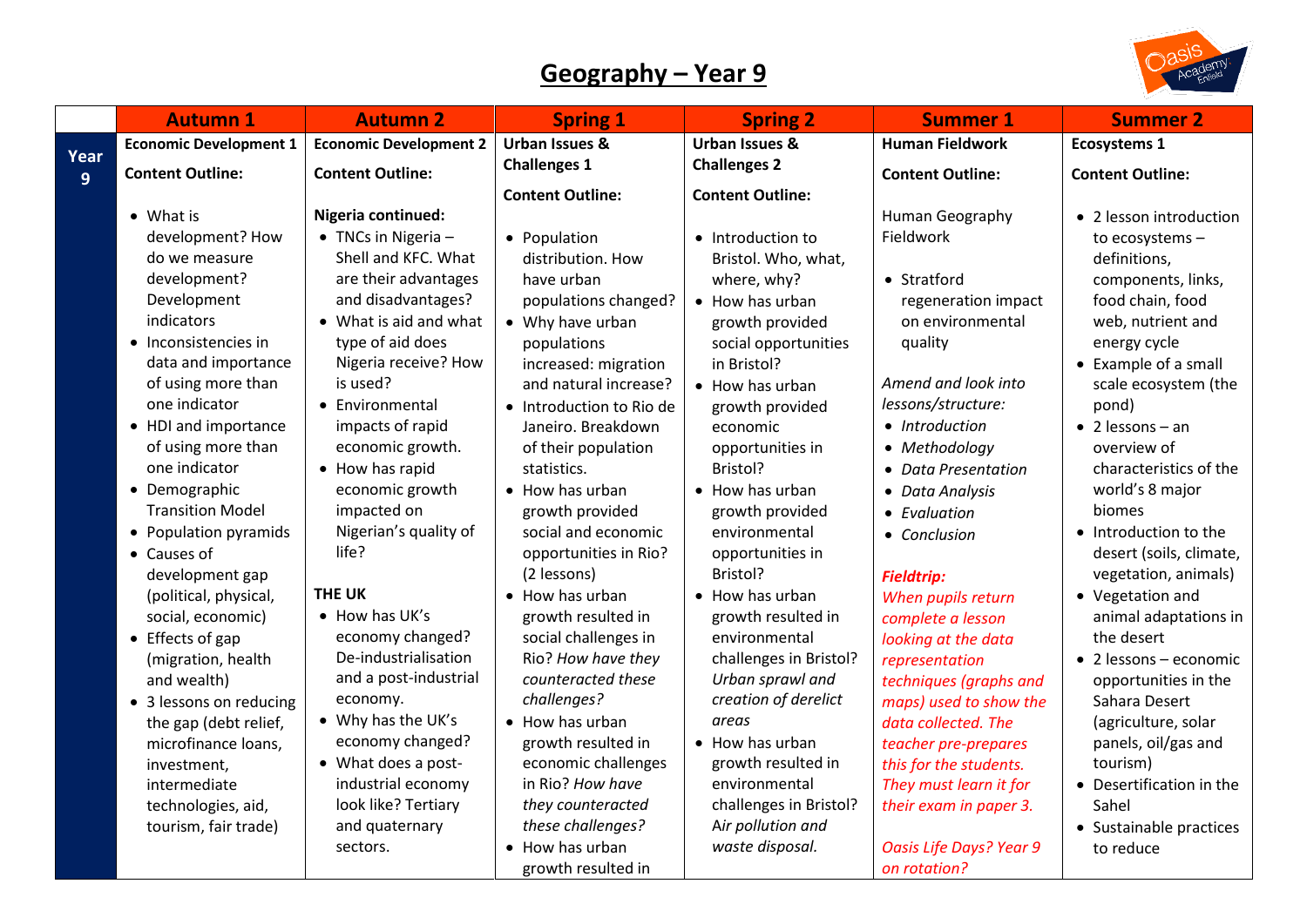# Geography – Year 9

| | Autumn 1 | Autumn 2 | Spring 1 | Spring 2 | Summer 1 | Summer 2 |
|---|---|---|---|---|---|---|
| Year 9 | **Economic Development 1**<br><br>**Content Outline:**<br><br>• What is development? How do we measure development? Development indicators<br>• Inconsistencies in data and importance of using more than one indicator<br>• HDI and importance of using more than one indicator<br>• Demographic Transition Model<br>• Population pyramids<br>• Causes of development gap (political, physical, social, economic)<br>• Effects of gap (migration, health and wealth)<br>• 3 lessons on reducing the gap (debt relief, microfinance loans, investment, intermediate technologies, aid, tourism, fair trade) | **Economic Development 2**<br><br>**Content Outline:**<br><br>**Nigeria continued:**<br>• TNCs in Nigeria – Shell and KFC. What are their advantages and disadvantages?<br>• What is aid and what type of aid does Nigeria receive? How is used?<br>• Environmental impacts of rapid economic growth.<br>• How has rapid economic growth impacted on Nigerian's quality of life?<br><br>**THE UK**<br>• How has UK's economy changed? De-industrialisation and a post-industrial economy.<br>• Why has the UK's economy changed?<br>• What does a post-industrial economy look like? Tertiary and quaternary sectors. | **Urban Issues & Challenges 1**<br><br>**Content Outline:**<br><br>• Population distribution. How have urban populations changed?<br>• Why have urban populations increased: migration and natural increase?<br>• Introduction to Rio de Janeiro. Breakdown of their population statistics.<br>• How has urban growth provided social and economic opportunities in Rio? (2 lessons)<br>• How has urban growth resulted in social challenges in Rio? *How have they counteracted these challenges?*<br>• How has urban growth resulted in economic challenges in Rio? *How have they counteracted these challenges?*<br>• How has urban growth resulted in | **Urban Issues & Challenges 2**<br><br>**Content Outline:**<br><br>• Introduction to Bristol. Who, what, where, why?<br>• How has urban growth provided social opportunities in Bristol?<br>• How has urban growth provided economic opportunities in Bristol?<br>• How has urban growth provided environmental opportunities in Bristol?<br>• How has urban growth resulted in environmental challenges in Bristol? *Urban sprawl and creation of derelict areas*<br>• How has urban growth resulted in environmental challenges in Bristol? *Air pollution and waste disposal.* | **Human Fieldwork**<br><br>**Content Outline:**<br><br>Human Geography Fieldwork<br><br>• Stratford regeneration impact on environmental quality<br><br>*Amend and look into lessons/structure:*<br>• *Introduction*<br>• *Methodology*<br>• *Data Presentation*<br>• *Data Analysis*<br>• *Evaluation*<br>• *Conclusion*<br><br>***Fieldtrip:***<br>*When pupils return complete a lesson looking at the data representation techniques (graphs and maps) used to show the data collected. The teacher pre-prepares this for the students. They must learn it for their exam in paper 3.*<br><br>*Oasis Life Days? Year 9 on rotation?* | **Ecosystems 1**<br><br>**Content Outline:**<br><br>• 2 lesson introduction to ecosystems – definitions, components, links, food chain, food web, nutrient and energy cycle<br>• Example of a small scale ecosystem (the pond)<br>• 2 lessons – an overview of characteristics of the world's 8 major biomes<br>• Introduction to the desert (soils, climate, vegetation, animals)<br>• Vegetation and animal adaptations in the desert<br>• 2 lessons – economic opportunities in the Sahara Desert (agriculture, solar panels, oil/gas and tourism)<br>• Desertification in the Sahel<br>• Sustainable practices to reduce |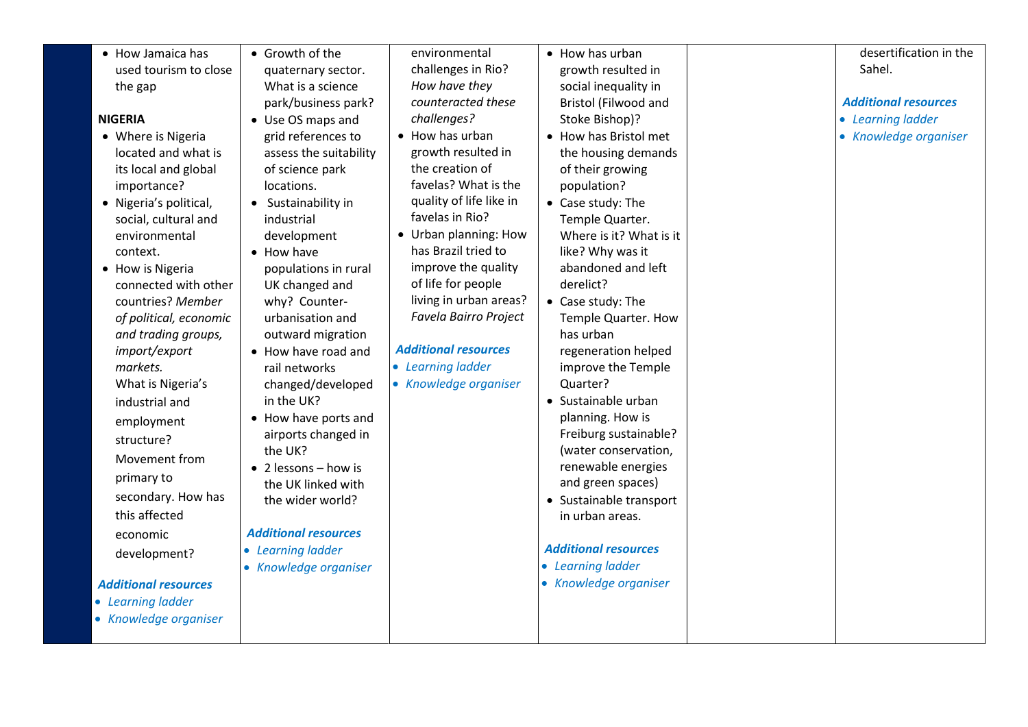| | | | | | | |
|---|---|---|---|---|---|---|
| | • How Jamaica has used tourism to close the gap<br><br>**NIGERIA**<br>• Where is Nigeria located and what is its local and global importance?<br>• Nigeria's political, social, cultural and environmental context.<br>• How is Nigeria connected with other countries? *Member of political, economic and trading groups, import/export markets.* What is Nigeria's industrial and employment structure? Movement from primary to secondary. How has this affected economic development?<br><br>***Additional resources***<br>• *Learning ladder*<br>• *Knowledge organiser* | • Growth of the quaternary sector. What is a science park/business park?<br>• Use OS maps and grid references to assess the suitability of science park locations.<br>• Sustainability in industrial development<br>• How have populations in rural UK changed and why? Counter-urbanisation and outward migration<br>• How have road and rail networks changed/developed in the UK?<br>• How have ports and airports changed in the UK?<br>• 2 lessons – how is the UK linked with the wider world?<br><br>***Additional resources***<br>• *Learning ladder*<br>• *Knowledge organiser* | environmental challenges in Rio? *How have they counteracted these challenges?*<br>• How has urban growth resulted in the creation of favelas? What is the quality of life like in favelas in Rio?<br>• Urban planning: How has Brazil tried to improve the quality of life for people living in urban areas? *Favela Bairro Project*<br><br>***Additional resources***<br>• *Learning ladder*<br>• *Knowledge organiser* | • How has urban growth resulted in social inequality in Bristol (Filwood and Stoke Bishop)?<br>• How has Bristol met the housing demands of their growing population?<br>• Case study: The Temple Quarter. Where is it? What is it like? Why was it abandoned and left derelict?<br>• Case study: The Temple Quarter. How has urban regeneration helped improve the Temple Quarter?<br>• Sustainable urban planning. How is Freiburg sustainable? (water conservation, renewable energies and green spaces)<br>• Sustainable transport in urban areas.<br><br>***Additional resources***<br>• *Learning ladder*<br>• *Knowledge organiser* | | desertification in the Sahel.<br><br>***Additional resources***<br>• *Learning ladder*<br>• *Knowledge organiser* |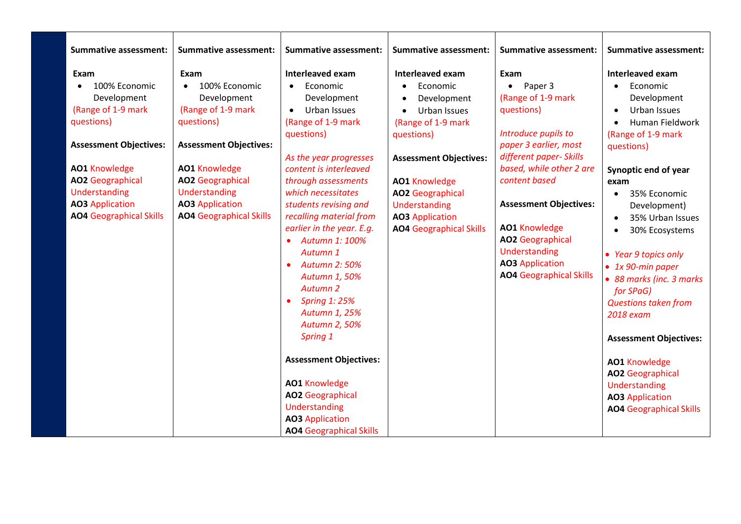| | | | | | | |
|---|---|---|---|---|---|---|
| | **Summative assessment:**<br><br>**Exam**<br>• 100% Economic Development<br>(Range of 1-9 mark questions)<br><br>**Assessment Objectives:**<br><br>**AO1** Knowledge<br>**AO2** Geographical Understanding<br>**AO3** Application<br>**AO4** Geographical Skills | **Summative assessment:**<br><br>**Exam**<br>• 100% Economic Development<br>(Range of 1-9 mark questions)<br><br>**Assessment Objectives:**<br><br>**AO1** Knowledge<br>**AO2** Geographical Understanding<br>**AO3** Application<br>**AO4** Geographical Skills | **Summative assessment:**<br><br>**Interleaved exam**<br>• Economic Development<br>• Urban Issues<br>(Range of 1-9 mark questions)<br><br>*As the year progresses content is interleaved through assessments which necessitates students revising and recalling material from earlier in the year. E.g.*<br>• *Autumn 1: 100% Autumn 1*<br>• *Autumn 2: 50% Autumn 1, 50% Autumn 2*<br>• *Spring 1: 25% Autumn 1, 25% Autumn 2, 50% Spring 1*<br><br>**Assessment Objectives:**<br><br>**AO1** Knowledge<br>**AO2** Geographical Understanding<br>**AO3** Application<br>**AO4** Geographical Skills | **Summative assessment:**<br><br>**Interleaved exam**<br>• Economic<br>• Development<br>• Urban Issues<br>(Range of 1-9 mark questions)<br><br>**Assessment Objectives:**<br><br>**AO1** Knowledge<br>**AO2** Geographical Understanding<br>**AO3** Application<br>**AO4** Geographical Skills | **Summative assessment:**<br><br>**Exam**<br>• Paper 3<br>(Range of 1-9 mark questions)<br><br>*Introduce pupils to paper 3 earlier, most different paper- Skills based, while other 2 are content based*<br><br>**Assessment Objectives:**<br><br>**AO1** Knowledge<br>**AO2** Geographical Understanding<br>**AO3** Application<br>**AO4** Geographical Skills | **Summative assessment:**<br><br>**Interleaved exam**<br>• Economic Development<br>• Urban Issues<br>• Human Fieldwork<br>(Range of 1-9 mark questions)<br><br>**Synoptic end of year exam**<br>• 35% Economic Development)<br>• 35% Urban Issues<br>• 30% Ecosystems<br><br>• *Year 9 topics only*<br>• *1x 90-min paper*<br>• *88 marks (inc. 3 marks for SPaG)*<br>*Questions taken from 2018 exam*<br><br>**Assessment Objectives:**<br><br>**AO1** Knowledge<br>**AO2** Geographical Understanding<br>**AO3** Application<br>**AO4** Geographical Skills |